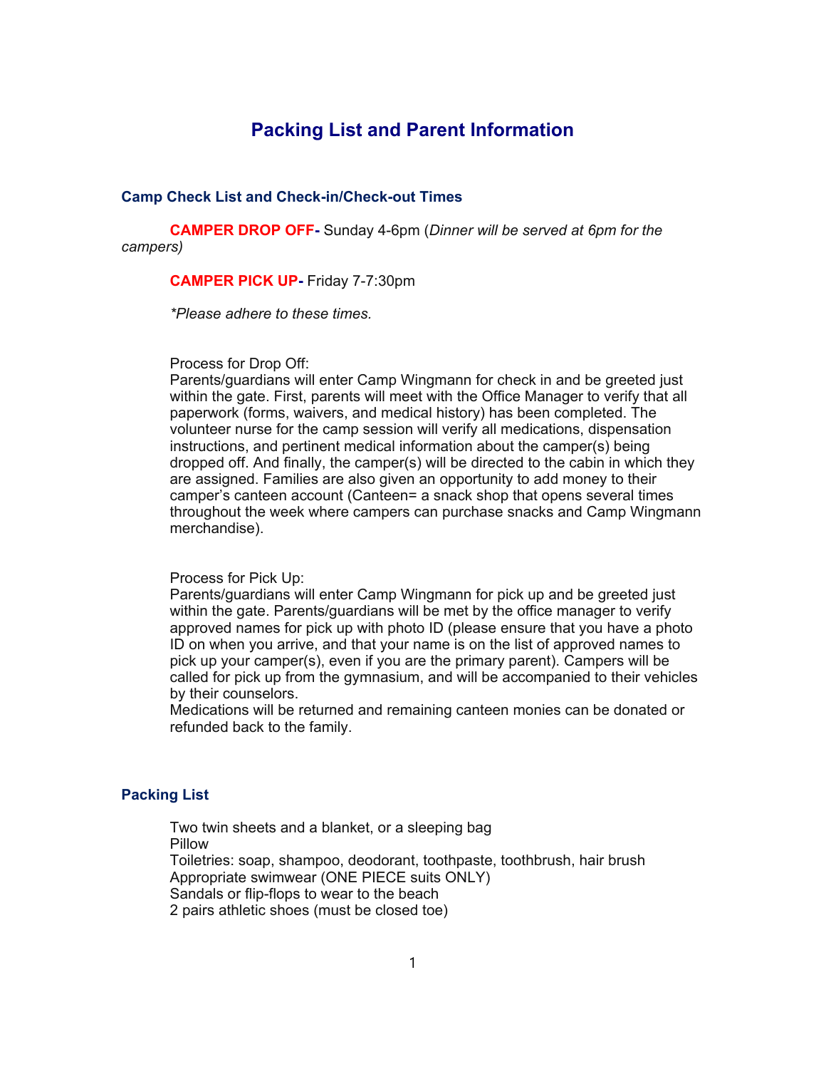# Packing List and Parent Information

## Camp Check List and Check-in/Check-out Times

**CAMPER DROP OFF-** Sunday 4-6pm (*Dinner will be served at 6pm for the campers)*

**CAMPER PICK UP-** Friday 7-7:30pm

*\*Please adhere to these times.*

Process for Drop Off:
Parents/guardians will enter Camp Wingmann for check in and be greeted just within the gate. First, parents will meet with the Office Manager to verify that all paperwork (forms, waivers, and medical history) has been completed. The volunteer nurse for the camp session will verify all medications, dispensation instructions, and pertinent medical information about the camper(s) being dropped off. And finally, the camper(s) will be directed to the cabin in which they are assigned. Families are also given an opportunity to add money to their camper's canteen account (Canteen= a snack shop that opens several times throughout the week where campers can purchase snacks and Camp Wingmann merchandise).

Process for Pick Up:
Parents/guardians will enter Camp Wingmann for pick up and be greeted just within the gate. Parents/guardians will be met by the office manager to verify approved names for pick up with photo ID (please ensure that you have a photo ID on when you arrive, and that your name is on the list of approved names to pick up your camper(s), even if you are the primary parent). Campers will be called for pick up from the gymnasium, and will be accompanied to their vehicles by their counselors.
Medications will be returned and remaining canteen monies can be donated or refunded back to the family.

## Packing List

Two twin sheets and a blanket, or a sleeping bag
Pillow
Toiletries: soap, shampoo, deodorant, toothpaste, toothbrush, hair brush
Appropriate swimwear (ONE PIECE suits ONLY)
Sandals or flip-flops to wear to the beach
2 pairs athletic shoes (must be closed toe)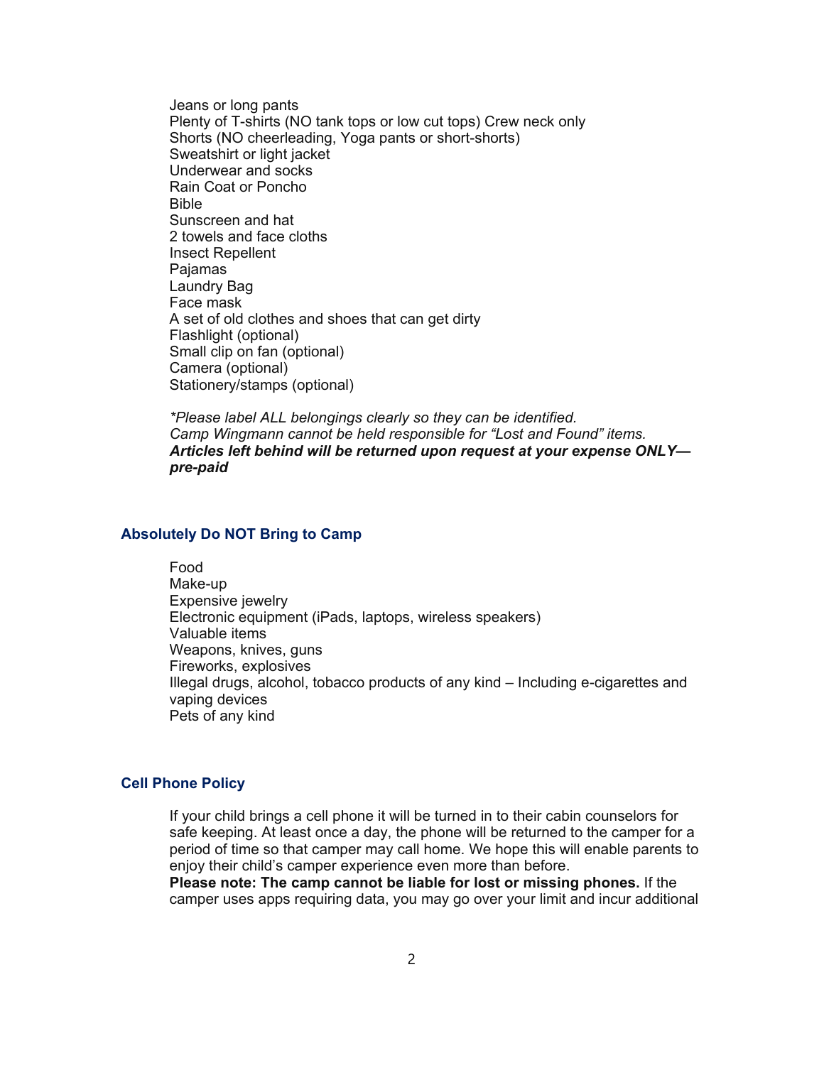Jeans or long pants
Plenty of T-shirts (NO tank tops or low cut tops) Crew neck only
Shorts (NO cheerleading, Yoga pants or short-shorts)
Sweatshirt or light jacket
Underwear and socks
Rain Coat or Poncho
Bible
Sunscreen and hat
2 towels and face cloths
Insect Repellent
Pajamas
Laundry Bag
Face mask
A set of old clothes and shoes that can get dirty
Flashlight (optional)
Small clip on fan (optional)
Camera (optional)
Stationery/stamps (optional)

*\*Please label ALL belongings clearly so they can be identified.*
*Camp Wingmann cannot be held responsible for "Lost and Found" items.*
***Articles left behind will be returned upon request at your expense ONLY—pre-paid***

## Absolutely Do NOT Bring to Camp

Food
Make-up
Expensive jewelry
Electronic equipment (iPads, laptops, wireless speakers)
Valuable items
Weapons, knives, guns
Fireworks, explosives
Illegal drugs, alcohol, tobacco products of any kind – Including e-cigarettes and vaping devices
Pets of any kind

## Cell Phone Policy

If your child brings a cell phone it will be turned in to their cabin counselors for safe keeping. At least once a day, the phone will be returned to the camper for a period of time so that camper may call home. We hope this will enable parents to enjoy their child's camper experience even more than before.
**Please note: The camp cannot be liable for lost or missing phones.** If the camper uses apps requiring data, you may go over your limit and incur additional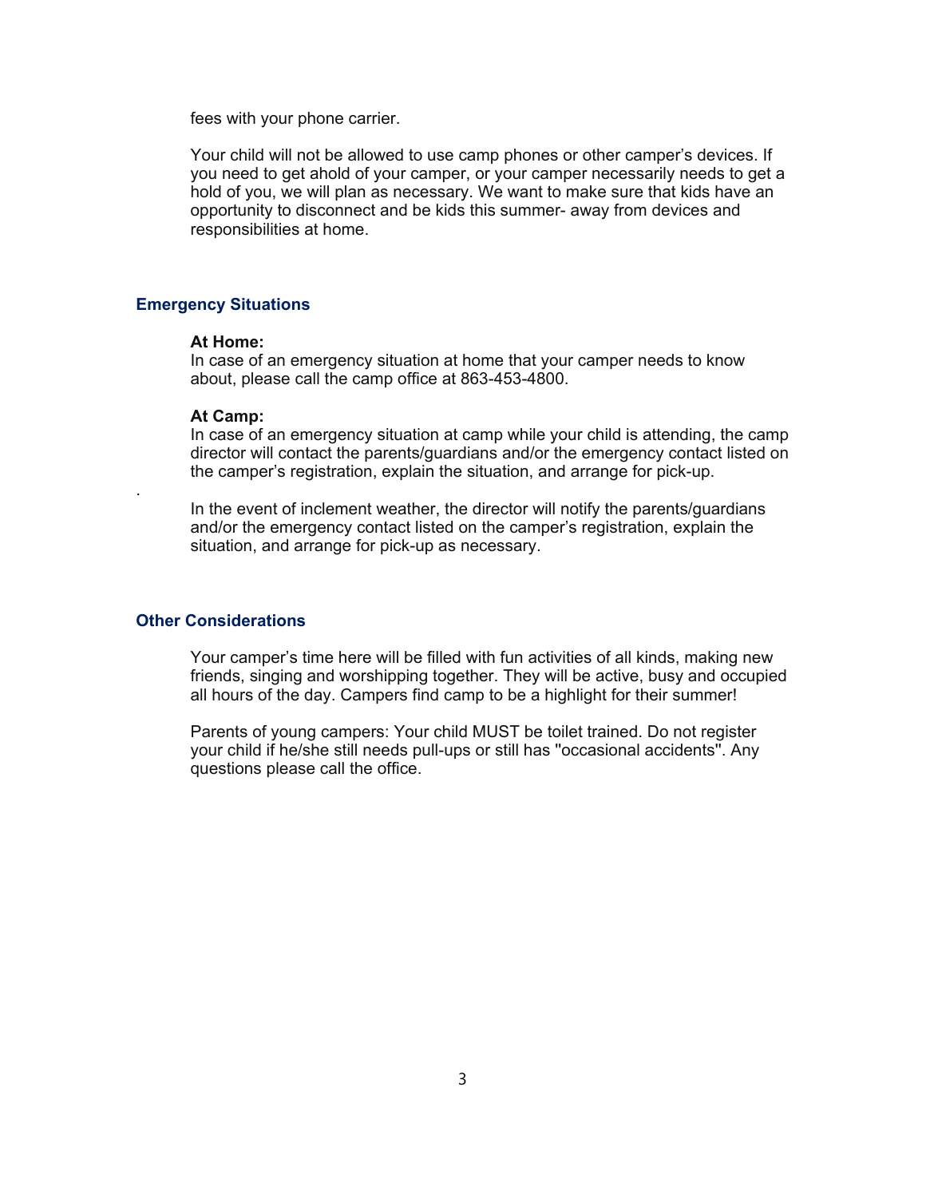fees with your phone carrier.

Your child will not be allowed to use camp phones or other camper's devices. If you need to get ahold of your camper, or your camper necessarily needs to get a hold of you, we will plan as necessary. We want to make sure that kids have an opportunity to disconnect and be kids this summer- away from devices and responsibilities at home.

## Emergency Situations

**At Home:**
In case of an emergency situation at home that your camper needs to know about, please call the camp office at 863-453-4800.

**At Camp:**
In case of an emergency situation at camp while your child is attending, the camp director will contact the parents/guardians and/or the emergency contact listed on the camper's registration, explain the situation, and arrange for pick-up.

.

In the event of inclement weather, the director will notify the parents/guardians and/or the emergency contact listed on the camper's registration, explain the situation, and arrange for pick-up as necessary.

## Other Considerations

Your camper's time here will be filled with fun activities of all kinds, making new friends, singing and worshipping together. They will be active, busy and occupied all hours of the day. Campers find camp to be a highlight for their summer!

Parents of young campers: Your child MUST be toilet trained. Do not register your child if he/she still needs pull-ups or still has "occasional accidents". Any questions please call the office.